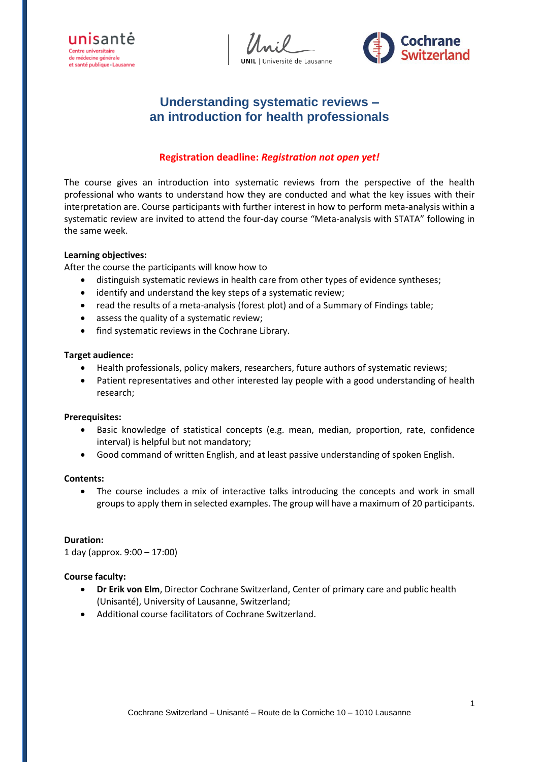# Understanding systematic reviews – an introduction for health professionals

**Registration deadline:** ***Registration not open yet!***

The course gives an introduction into systematic reviews from the perspective of the health professional who wants to understand how they are conducted and what the key issues with their interpretation are. Course participants with further interest in how to perform meta-analysis within a systematic review are invited to attend the four-day course "Meta-analysis with STATA" following in the same week.

**Learning objectives:**

After the course the participants will know how to

- distinguish systematic reviews in health care from other types of evidence syntheses;
- identify and understand the key steps of a systematic review;
- read the results of a meta-analysis (forest plot) and of a Summary of Findings table;
- assess the quality of a systematic review;
- find systematic reviews in the Cochrane Library.

**Target audience:**

- Health professionals, policy makers, researchers, future authors of systematic reviews;
- Patient representatives and other interested lay people with a good understanding of health research;

**Prerequisites:**

- Basic knowledge of statistical concepts (e.g. mean, median, proportion, rate, confidence interval) is helpful but not mandatory;
- Good command of written English, and at least passive understanding of spoken English.

**Contents:**

- The course includes a mix of interactive talks introducing the concepts and work in small groups to apply them in selected examples. The group will have a maximum of 20 participants.

**Duration:**

1 day (approx. 9:00 – 17:00)

**Course faculty:**

- **Dr Erik von Elm**, Director Cochrane Switzerland, Center of primary care and public health (Unisanté), University of Lausanne, Switzerland;
- Additional course facilitators of Cochrane Switzerland.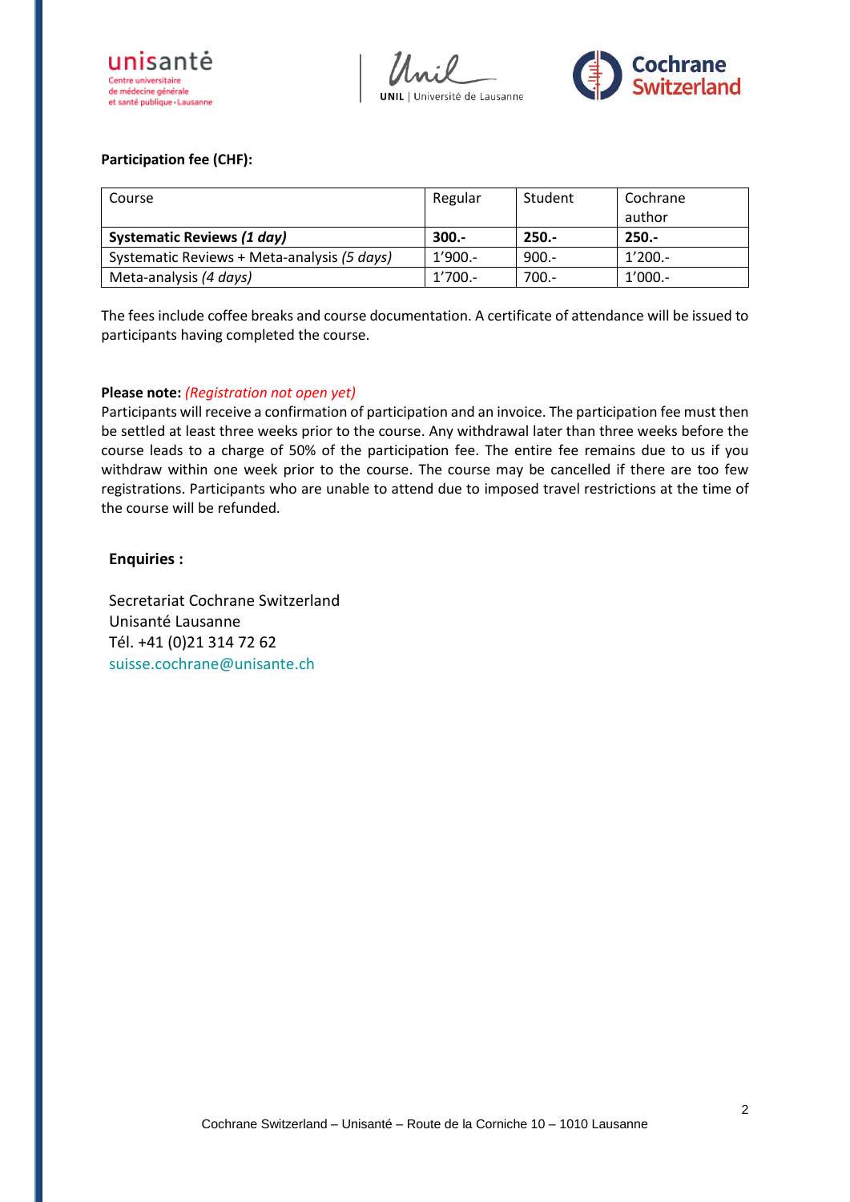**Participation fee (CHF):**

| Course | Regular | Student | Cochrane author |
|---|---|---|---|
| **Systematic Reviews *(1 day)*** | **300.-** | **250.-** | **250.-** |
| Systematic Reviews + Meta-analysis *(5 days)* | 1'900.- | 900.- | 1'200.- |
| Meta-analysis *(4 days)* | 1'700.- | 700.- | 1'000.- |

The fees include coffee breaks and course documentation. A certificate of attendance will be issued to participants having completed the course.

**Please note:** *(Registration not open yet)*
Participants will receive a confirmation of participation and an invoice. The participation fee must then be settled at least three weeks prior to the course. Any withdrawal later than three weeks before the course leads to a charge of 50% of the participation fee. The entire fee remains due to us if you withdraw within one week prior to the course. The course may be cancelled if there are too few registrations. Participants who are unable to attend due to imposed travel restrictions at the time of the course will be refunded.

**Enquiries :**

Secretariat Cochrane Switzerland
Unisanté Lausanne
Tél. +41 (0)21 314 72 62
suisse.cochrane@unisante.ch

Cochrane Switzerland – Unisanté – Route de la Corniche 10 – 1010 Lausanne